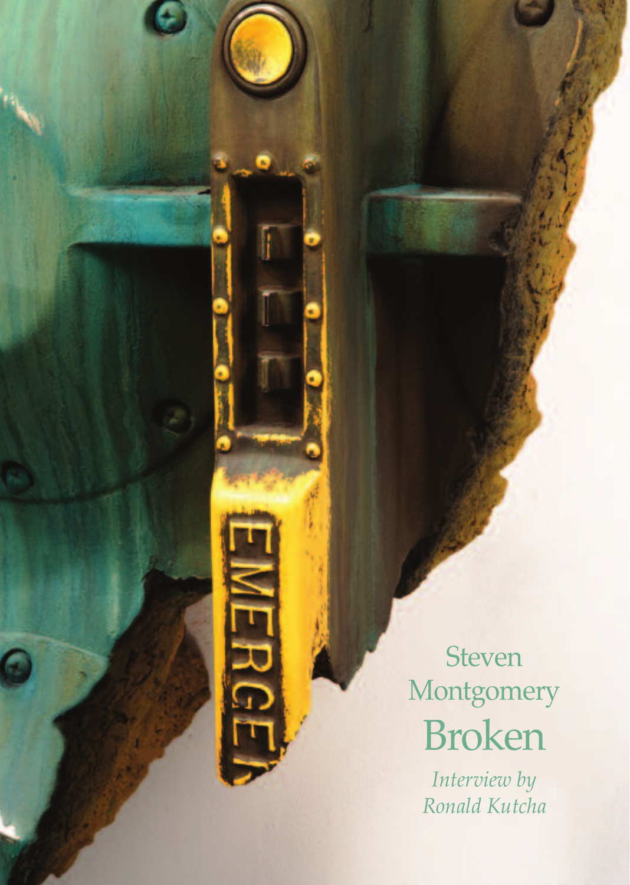Steven Montgomery

# Broken

*Interview by Ronald Kutcha*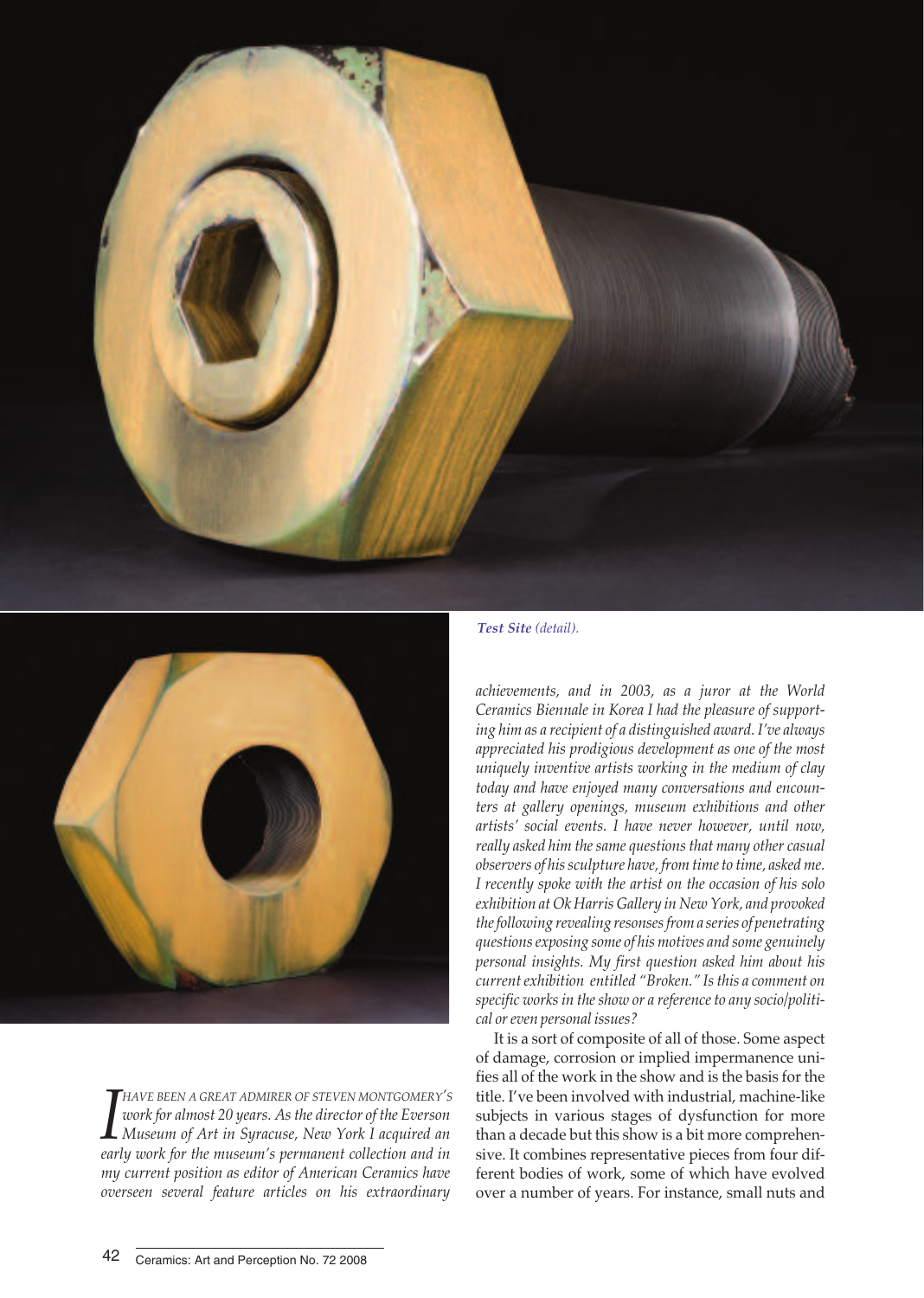*Test Site (detail).*

*I have been a great admirer of Steven Montgomery's work for almost 20 years. As the director of the Everson Museum of Art in Syracuse, New York I acquired an early work for the museum's permanent collection and in my current position as editor of American Ceramics have overseen several feature articles on his extraordinary achievements, and in 2003, as a juror at the World Ceramics Biennale in Korea I had the pleasure of supporting him as a recipient of a distinguished award. I've always appreciated his prodigious development as one of the most uniquely inventive artists working in the medium of clay today and have enjoyed many conversations and encounters at gallery openings, museum exhibitions and other artists' social events. I have never however, until now, really asked him the same questions that many other casual observers of his sculpture have, from time to time, asked me. I recently spoke with the artist on the occasion of his solo exhibition at Ok Harris Gallery in New York, and provoked the following revealing resonses from a series of penetrating questions exposing some of his motives and some genuinely personal insights. My first question asked him about his current exhibition entitled "Broken." Is this a comment on specific works in the show or a reference to any socio/political or even personal issues?*

It is a sort of composite of all of those. Some aspect of damage, corrosion or implied impermanence unifies all of the work in the show and is the basis for the title. I've been involved with industrial, machine-like subjects in various stages of dysfunction for more than a decade but this show is a bit more comprehensive. It combines representative pieces from four different bodies of work, some of which have evolved over a number of years. For instance, small nuts and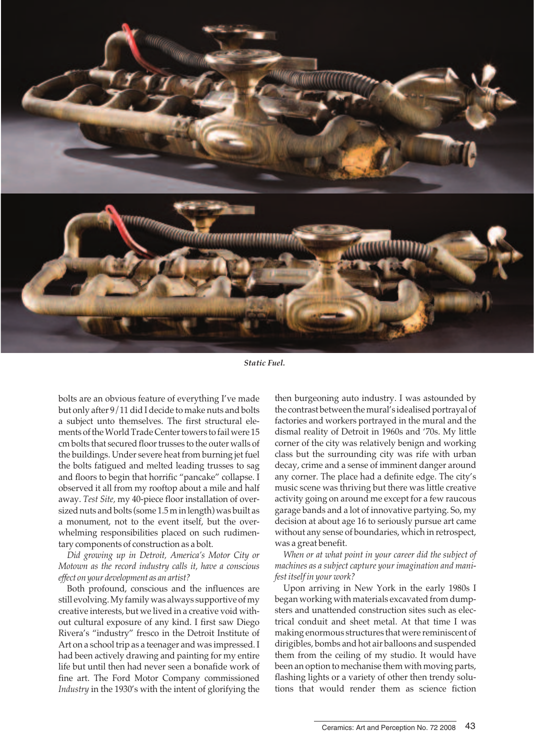***Static Fuel.***

bolts are an obvious feature of everything I've made but only after 9/11 did I decide to make nuts and bolts a subject unto themselves. The first structural elements of the World Trade Center towers to fail were 15 cm bolts that secured floor trusses to the outer walls of the buildings. Under severe heat from burning jet fuel the bolts fatigued and melted leading trusses to sag and floors to begin that horrific "pancake" collapse. I observed it all from my rooftop about a mile and half away. *Test Site,* my 40-piece floor installation of oversized nuts and bolts (some 1.5 m in length) was built as a monument, not to the event itself, but the overwhelming responsibilities placed on such rudimentary components of construction as a bolt.

*Did growing up in Detroit, America's Motor City or Motown as the record industry calls it, have a conscious effect on your development as an artist?*

Both profound, conscious and the influences are still evolving. My family was always supportive of my creative interests, but we lived in a creative void without cultural exposure of any kind. I first saw Diego Rivera's "industry" fresco in the Detroit Institute of Art on a school trip as a teenager and was impressed. I had been actively drawing and painting for my entire life but until then had never seen a bonafide work of fine art. The Ford Motor Company commissioned *Industry* in the 1930's with the intent of glorifying the then burgeoning auto industry. I was astounded by the contrast between the mural's idealised portrayal of factories and workers portrayed in the mural and the dismal reality of Detroit in 1960s and '70s. My little corner of the city was relatively benign and working class but the surrounding city was rife with urban decay, crime and a sense of imminent danger around any corner. The place had a definite edge. The city's music scene was thriving but there was little creative activity going on around me except for a few raucous garage bands and a lot of innovative partying. So, my decision at about age 16 to seriously pursue art came without any sense of boundaries, which in retrospect, was a great benefit.

*When or at what point in your career did the subject of machines as a subject capture your imagination and manifest itself in your work?*

Upon arriving in New York in the early 1980s I began working with materials excavated from dumpsters and unattended construction sites such as electrical conduit and sheet metal. At that time I was making enormous structures that were reminiscent of dirigibles, bombs and hot air balloons and suspended them from the ceiling of my studio. It would have been an option to mechanise them with moving parts, flashing lights or a variety of other then trendy solutions that would render them as science fiction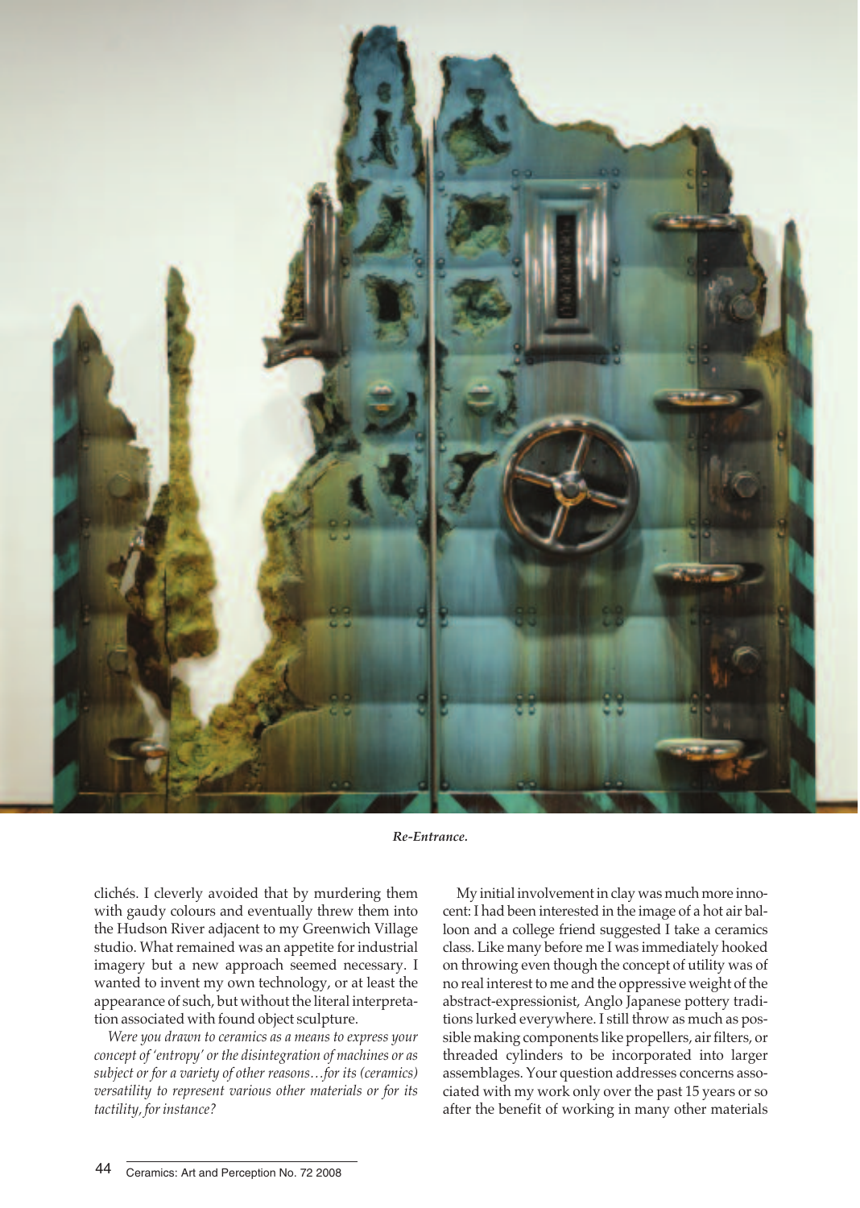*Re-Entrance.*

clichés. I cleverly avoided that by murdering them with gaudy colours and eventually threw them into the Hudson River adjacent to my Greenwich Village studio. What remained was an appetite for industrial imagery but a new approach seemed necessary. I wanted to invent my own technology, or at least the appearance of such, but without the literal interpretation associated with found object sculpture.

*Were you drawn to ceramics as a means to express your concept of 'entropy' or the disintegration of machines or as subject or for a variety of other reasons…for its (ceramics) versatility to represent various other materials or for its tactility, for instance?*

My initial involvement in clay was much more innocent: I had been interested in the image of a hot air balloon and a college friend suggested I take a ceramics class. Like many before me I was immediately hooked on throwing even though the concept of utility was of no real interest to me and the oppressive weight of the abstract-expressionist, Anglo Japanese pottery traditions lurked everywhere. I still throw as much as possible making components like propellers, air filters, or threaded cylinders to be incorporated into larger assemblages. Your question addresses concerns associated with my work only over the past 15 years or so after the benefit of working in many other materials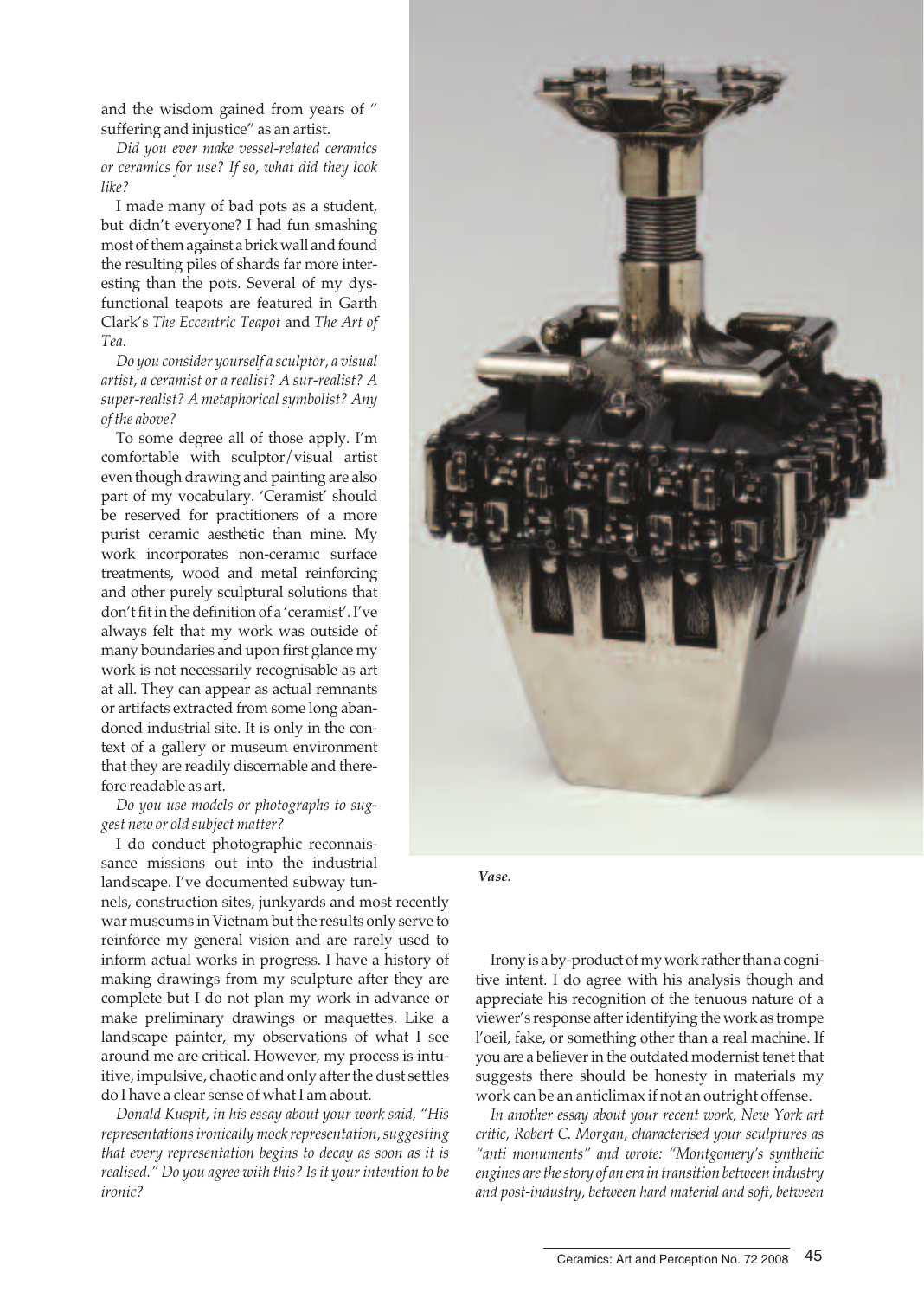and the wisdom gained from years of " suffering and injustice" as an artist.

*Did you ever make vessel-related ceramics or ceramics for use? If so, what did they look like?*

I made many of bad pots as a student, but didn't everyone? I had fun smashing most of them against a brick wall and found the resulting piles of shards far more interesting than the pots. Several of my dysfunctional teapots are featured in Garth Clark's *The Eccentric Teapot* and *The Art of Tea*.

*Do you consider yourself a sculptor, a visual artist, a ceramist or a realist? A sur-realist? A super-realist? A metaphorical symbolist? Any of the above?*

To some degree all of those apply. I'm comfortable with sculptor/visual artist even though drawing and painting are also part of my vocabulary. 'Ceramist' should be reserved for practitioners of a more purist ceramic aesthetic than mine. My work incorporates non-ceramic surface treatments, wood and metal reinforcing and other purely sculptural solutions that don't fit in the definition of a 'ceramist'. I've always felt that my work was outside of many boundaries and upon first glance my work is not necessarily recognisable as art at all. They can appear as actual remnants or artifacts extracted from some long abandoned industrial site. It is only in the context of a gallery or museum environment that they are readily discernable and therefore readable as art.

*Do you use models or photographs to suggest new or old subject matter?*

I do conduct photographic reconnaissance missions out into the industrial landscape. I've documented subway tunnels, construction sites, junkyards and most recently war museums in Vietnam but the results only serve to reinforce my general vision and are rarely used to inform actual works in progress. I have a history of making drawings from my sculpture after they are complete but I do not plan my work in advance or make preliminary drawings or maquettes. Like a landscape painter, my observations of what I see around me are critical. However, my process is intuitive, impulsive, chaotic and only after the dust settles do I have a clear sense of what I am about.

*Donald Kuspit, in his essay about your work said, "His representations ironically mock representation, suggesting that every representation begins to decay as soon as it is realised." Do you agree with this? Is it your intention to be ironic?*

***Vase.***

Irony is a by-product of my work rather than a cognitive intent. I do agree with his analysis though and appreciate his recognition of the tenuous nature of a viewer's response after identifying the work as trompe l'oeil, fake, or something other than a real machine. If you are a believer in the outdated modernist tenet that suggests there should be honesty in materials my work can be an anticlimax if not an outright offense.

*In another essay about your recent work, New York art critic, Robert C. Morgan, characterised your sculptures as "anti monuments" and wrote: "Montgomery's synthetic engines are the story of an era in transition between industry and post-industry, between hard material and soft, between*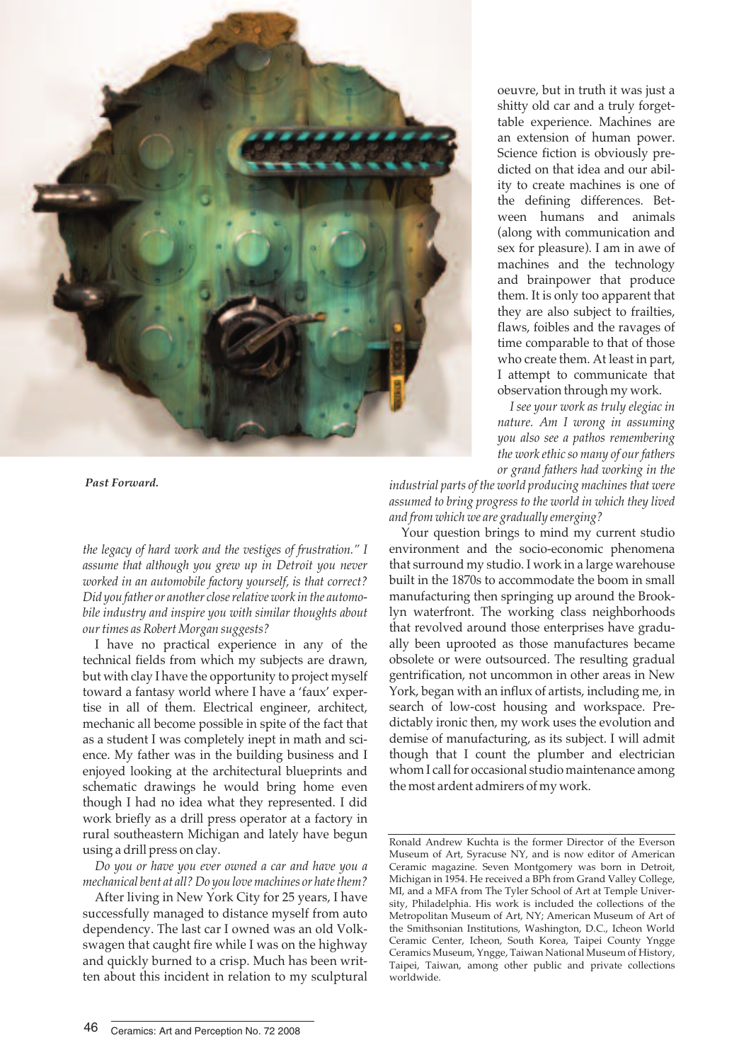*Past Forward.*

*the legacy of hard work and the vestiges of frustration." I assume that although you grew up in Detroit you never worked in an automobile factory yourself, is that correct? Did you father or another close relative work in the automobile industry and inspire you with similar thoughts about our times as Robert Morgan suggests?*

I have no practical experience in any of the technical fields from which my subjects are drawn, but with clay I have the opportunity to project myself toward a fantasy world where I have a 'faux' expertise in all of them. Electrical engineer, architect, mechanic all become possible in spite of the fact that as a student I was completely inept in math and science. My father was in the building business and I enjoyed looking at the architectural blueprints and schematic drawings he would bring home even though I had no idea what they represented. I did work briefly as a drill press operator at a factory in rural southeastern Michigan and lately have begun using a drill press on clay.

*Do you or have you ever owned a car and have you a mechanical bent at all? Do you love machines or hate them?*

After living in New York City for 25 years, I have successfully managed to distance myself from auto dependency. The last car I owned was an old Volkswagen that caught fire while I was on the highway and quickly burned to a crisp. Much has been written about this incident in relation to my sculptural oeuvre, but in truth it was just a shitty old car and a truly forgettable experience. Machines are an extension of human power. Science fiction is obviously predicted on that idea and our ability to create machines is one of the defining differences. Between humans and animals (along with communication and sex for pleasure). I am in awe of machines and the technology and brainpower that produce them. It is only too apparent that they are also subject to frailties, flaws, foibles and the ravages of time comparable to that of those who create them. At least in part, I attempt to communicate that observation through my work.

*I see your work as truly elegiac in nature. Am I wrong in assuming you also see a pathos remembering the work ethic so many of our fathers or grand fathers had working in the industrial parts of the world producing machines that were assumed to bring progress to the world in which they lived and from which we are gradually emerging?*

Your question brings to mind my current studio environment and the socio-economic phenomena that surround my studio. I work in a large warehouse built in the 1870s to accommodate the boom in small manufacturing then springing up around the Brooklyn waterfront. The working class neighborhoods that revolved around those enterprises have gradually been uprooted as those manufactures became obsolete or were outsourced. The resulting gradual gentrification, not uncommon in other areas in New York, began with an influx of artists, including me, in search of low-cost housing and workspace. Predictably ironic then, my work uses the evolution and demise of manufacturing, as its subject. I will admit though that I count the plumber and electrician whom I call for occasional studio maintenance among the most ardent admirers of my work.

---

Ronald Andrew Kuchta is the former Director of the Everson Museum of Art, Syracuse NY, and is now editor of American Ceramic magazine. Seven Montgomery was born in Detroit, Michigan in 1954. He received a BPh from Grand Valley College, MI, and a MFA from The Tyler School of Art at Temple University, Philadelphia. His work is included the collections of the Metropolitan Museum of Art, NY; American Museum of Art of the Smithsonian Institutions, Washington, D.C., Icheon World Ceramic Center, Icheon, South Korea, Taipei County Yngge Ceramics Museum, Yngge, Taiwan National Museum of History, Taipei, Taiwan, among other public and private collections worldwide.